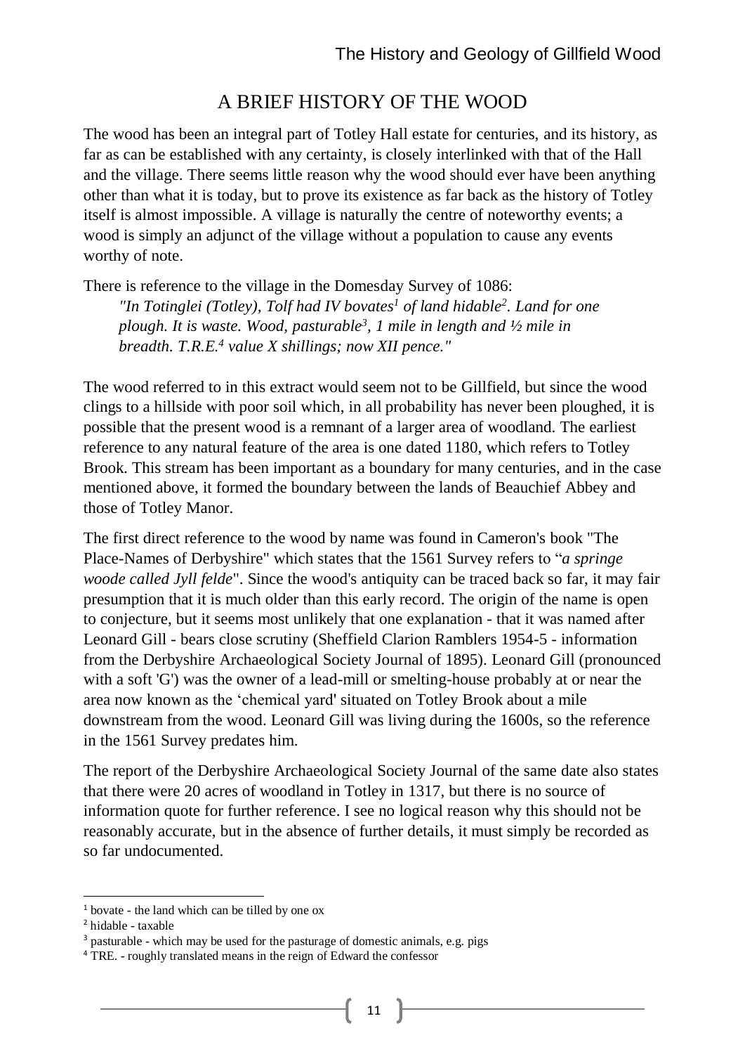## A BRIEF HISTORY OF THE WOOD

The wood has been an integral part of Totley Hall estate for centuries, and its history, as far as can be established with any certainty, is closely interlinked with that of the Hall and the village. There seems little reason why the wood should ever have been anything other than what it is today, but to prove its existence as far back as the history of Totley itself is almost impossible. A village is naturally the centre of noteworthy events; a wood is simply an adjunct of the village without a population to cause any events worthy of note.

There is reference to the village in the Domesday Survey of 1086:

> *"In Totinglei (Totley), Tolf had IV bovates[1] of land hidable[2]. Land for one plough. It is waste. Wood, pasturable[3], 1 mile in length and ½ mile in breadth. T.R.E.[4] value X shillings; now XII pence."*

The wood referred to in this extract would seem not to be Gillfield, but since the wood clings to a hillside with poor soil which, in all probability has never been ploughed, it is possible that the present wood is a remnant of a larger area of woodland. The earliest reference to any natural feature of the area is one dated 1180, which refers to Totley Brook. This stream has been important as a boundary for many centuries, and in the case mentioned above, it formed the boundary between the lands of Beauchief Abbey and those of Totley Manor.

The first direct reference to the wood by name was found in Cameron's book "The Place-Names of Derbyshire" which states that the 1561 Survey refers to "*a springe woode called Jyll felde*". Since the wood's antiquity can be traced back so far, it may fair presumption that it is much older than this early record. The origin of the name is open to conjecture, but it seems most unlikely that one explanation - that it was named after Leonard Gill - bears close scrutiny (Sheffield Clarion Ramblers 1954-5 - information from the Derbyshire Archaeological Society Journal of 1895). Leonard Gill (pronounced with a soft 'G') was the owner of a lead-mill or smelting-house probably at or near the area now known as the 'chemical yard' situated on Totley Brook about a mile downstream from the wood. Leonard Gill was living during the 1600s, so the reference in the 1561 Survey predates him.

The report of the Derbyshire Archaeological Society Journal of the same date also states that there were 20 acres of woodland in Totley in 1317, but there is no source of information quote for further reference. I see no logical reason why this should not be reasonably accurate, but in the absence of further details, it must simply be recorded as so far undocumented.

---

[1] bovate - the land which can be tilled by one ox

[2] hidable - taxable

[3] pasturable - which may be used for the pasturage of domestic animals, e.g. pigs

[4] TRE. - roughly translated means in the reign of Edward the confessor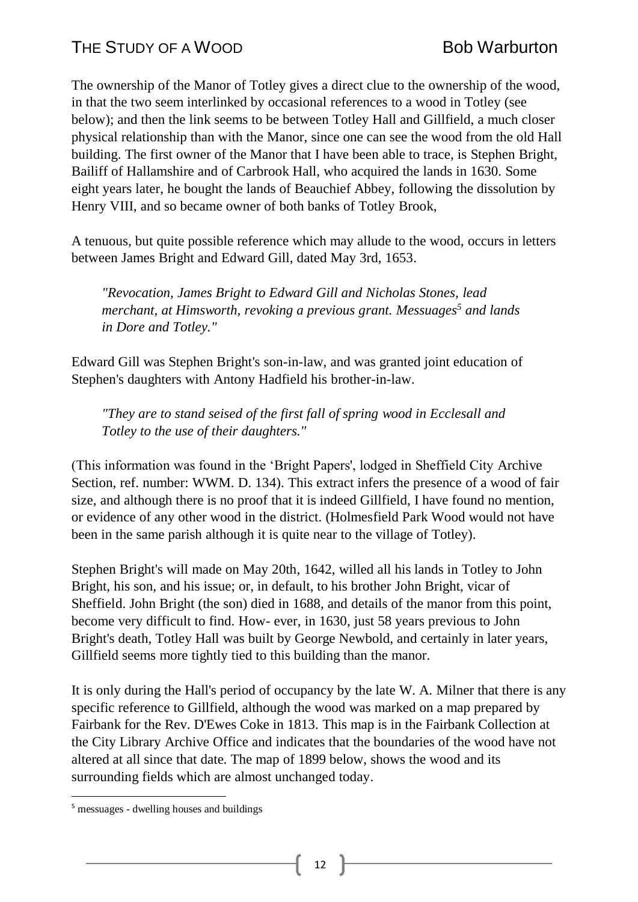The ownership of the Manor of Totley gives a direct clue to the ownership of the wood, in that the two seem interlinked by occasional references to a wood in Totley (see below); and then the link seems to be between Totley Hall and Gillfield, a much closer physical relationship than with the Manor, since one can see the wood from the old Hall building. The first owner of the Manor that I have been able to trace, is Stephen Bright, Bailiff of Hallamshire and of Carbrook Hall, who acquired the lands in 1630. Some eight years later, he bought the lands of Beauchief Abbey, following the dissolution by Henry VIII, and so became owner of both banks of Totley Brook,

A tenuous, but quite possible reference which may allude to the wood, occurs in letters between James Bright and Edward Gill, dated May 3rd, 1653.

> *"Revocation, James Bright to Edward Gill and Nicholas Stones, lead merchant, at Himsworth, revoking a previous grant. Messages[5] and lands in Dore and Totley."*

Edward Gill was Stephen Bright's son-in-law, and was granted joint education of Stephen's daughters with Antony Hadfield his brother-in-law.

> *"They are to stand seised of the first fall of spring wood in Ecclesall and Totley to the use of their daughters."*

(This information was found in the 'Bright Papers', lodged in Sheffield City Archive Section, ref. number: WWM. D. 134). This extract infers the presence of a wood of fair size, and although there is no proof that it is indeed Gillfield, I have found no mention, or evidence of any other wood in the district. (Holmesfield Park Wood would not have been in the same parish although it is quite near to the village of Totley).

Stephen Bright's will made on May 20th, 1642, willed all his lands in Totley to John Bright, his son, and his issue; or, in default, to his brother John Bright, vicar of Sheffield. John Bright (the son) died in 1688, and details of the manor from this point, become very difficult to find. How- ever, in 1630, just 58 years previous to John Bright's death, Totley Hall was built by George Newbold, and certainly in later years, Gillfield seems more tightly tied to this building than the manor.

It is only during the Hall's period of occupancy by the late W. A. Milner that there is any specific reference to Gillfield, although the wood was marked on a map prepared by Fairbank for the Rev. D'Ewes Coke in 1813. This map is in the Fairbank Collection at the City Library Archive Office and indicates that the boundaries of the wood have not altered at all since that date. The map of 1899 below, shows the wood and its surrounding fields which are almost unchanged today.

---

[5] messuages - dwelling houses and buildings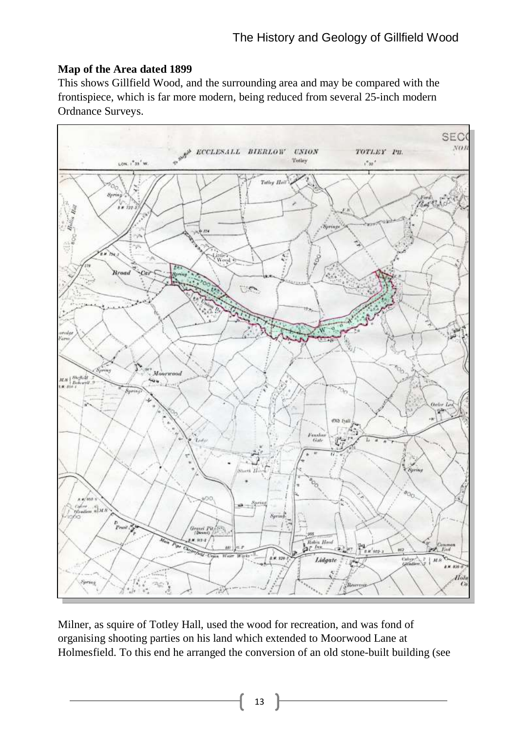**Map of the Area dated 1899**

This shows Gillfield Wood, and the surrounding area and may be compared with the frontispiece, which is far more modern, being reduced from several 25-inch modern Ordnance Surveys.

Milner, as squire of Totley Hall, used the wood for recreation, and was fond of organising shooting parties on his land which extended to Moorwood Lane at Holmesfield. To this end he arranged the conversion of an old stone-built building (see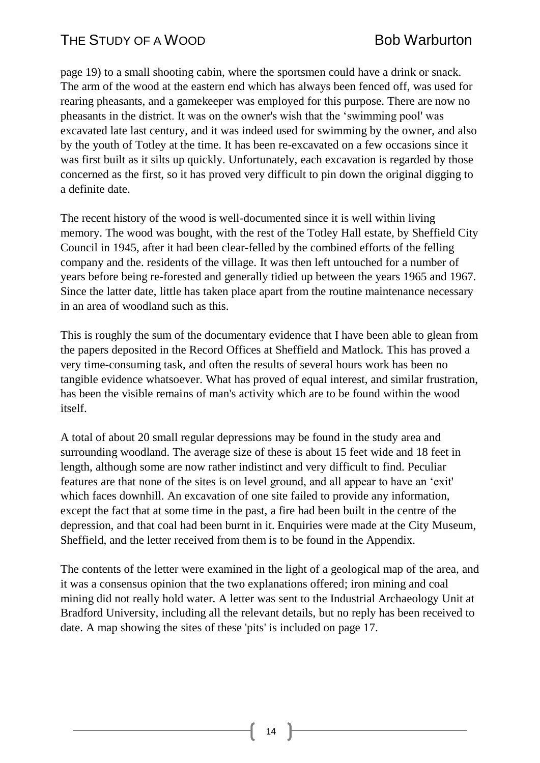page 19) to a small shooting cabin, where the sportsmen could have a drink or snack. The arm of the wood at the eastern end which has always been fenced off, was used for rearing pheasants, and a gamekeeper was employed for this purpose. There are now no pheasants in the district. It was on the owner's wish that the 'swimming pool' was excavated late last century, and it was indeed used for swimming by the owner, and also by the youth of Totley at the time. It has been re-excavated on a few occasions since it was first built as it silts up quickly. Unfortunately, each excavation is regarded by those concerned as the first, so it has proved very difficult to pin down the original digging to a definite date.

The recent history of the wood is well-documented since it is well within living memory. The wood was bought, with the rest of the Totley Hall estate, by Sheffield City Council in 1945, after it had been clear-felled by the combined efforts of the felling company and the. residents of the village. It was then left untouched for a number of years before being re-forested and generally tidied up between the years 1965 and 1967. Since the latter date, little has taken place apart from the routine maintenance necessary in an area of woodland such as this.

This is roughly the sum of the documentary evidence that I have been able to glean from the papers deposited in the Record Offices at Sheffield and Matlock. This has proved a very time-consuming task, and often the results of several hours work has been no tangible evidence whatsoever. What has proved of equal interest, and similar frustration, has been the visible remains of man's activity which are to be found within the wood itself.

A total of about 20 small regular depressions may be found in the study area and surrounding woodland. The average size of these is about 15 feet wide and 18 feet in length, although some are now rather indistinct and very difficult to find. Peculiar features are that none of the sites is on level ground, and all appear to have an 'exit' which faces downhill. An excavation of one site failed to provide any information, except the fact that at some time in the past, a fire had been built in the centre of the depression, and that coal had been burnt in it. Enquiries were made at the City Museum, Sheffield, and the letter received from them is to be found in the Appendix.

The contents of the letter were examined in the light of a geological map of the area, and it was a consensus opinion that the two explanations offered; iron mining and coal mining did not really hold water. A letter was sent to the Industrial Archaeology Unit at Bradford University, including all the relevant details, but no reply has been received to date. A map showing the sites of these 'pits' is included on page 17.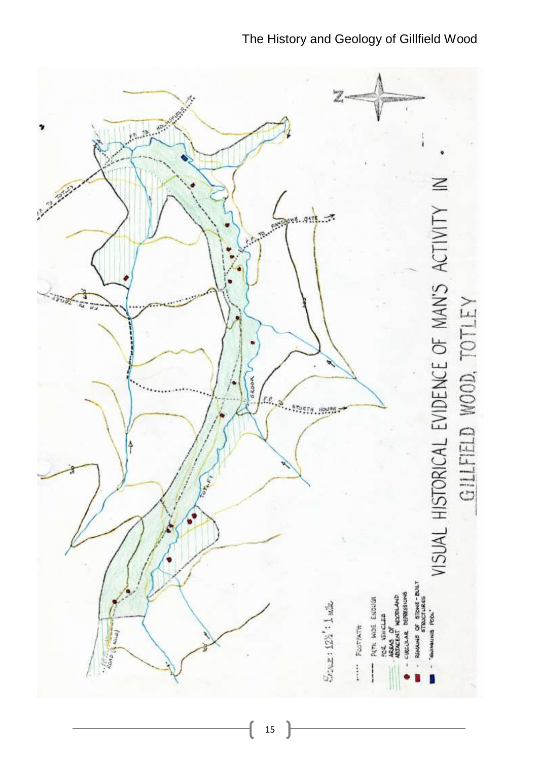# VISUAL HISTORICAL EVIDENCE OF MAN'S ACTIVITY IN GILLFIELD WOOD, TOTLEY

SCALE: 12½" : 1 mile

- ······ FOOTPATH
- – – – PATH WIDE ENOUGH FOR VEHICLES
- AREAS OF ADJACENT WOODLAND
- CIRCULAR DEPRESSIONS
- REMAINS OF STONE-BUILT STRUCTURES
- 'SWIMMING POOL'

F.P. TO HOLMESFIELD

F.P. TO TOTLEY

F.P. TO FANSHAWE GATE

F.P. TO TOTLEY

F.P. TO STORTH HOUSE

TOTLEY BROOK

ROAD (¼ MILE)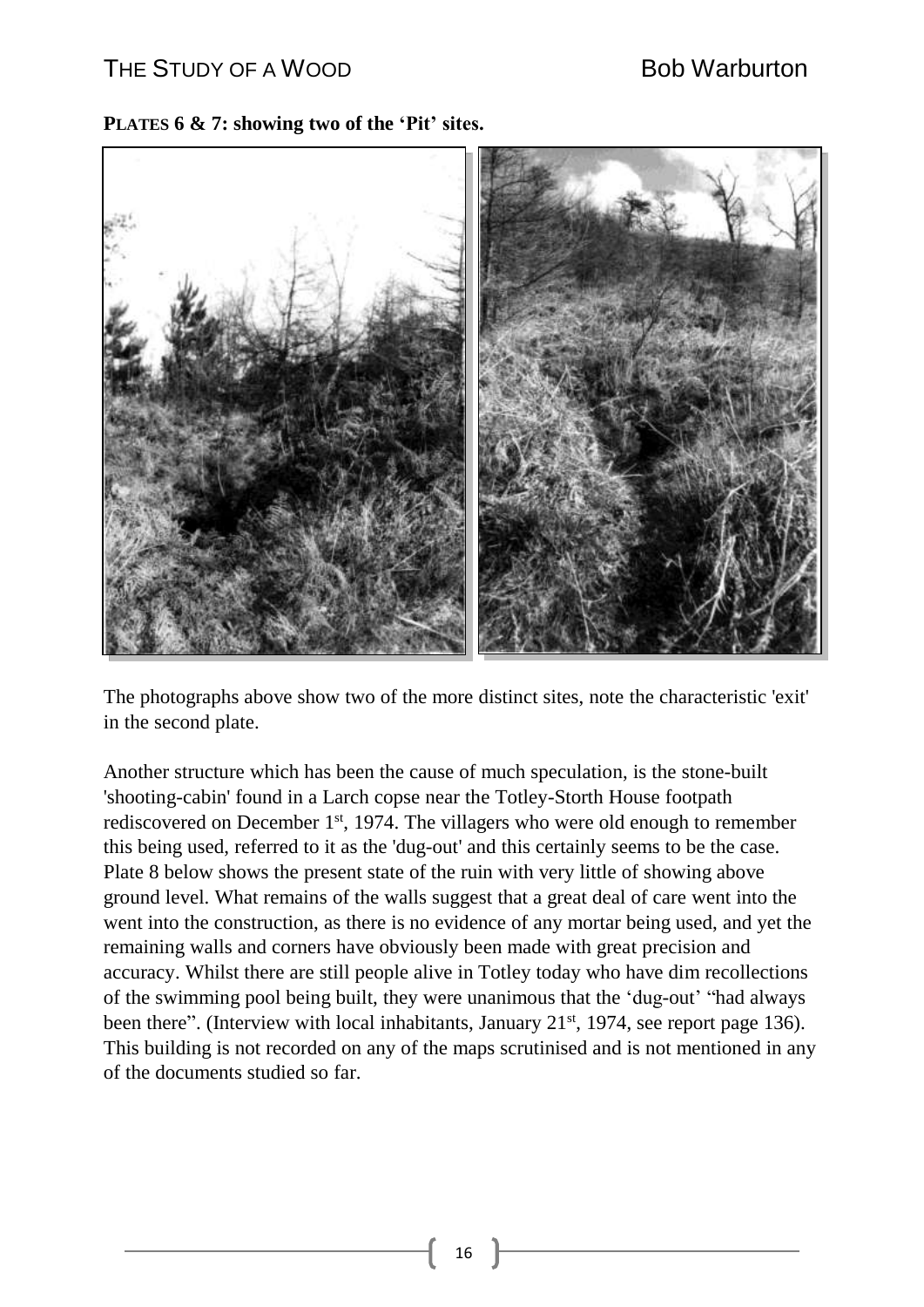**PLATES 6 & 7: showing two of the 'Pit' sites.**

The photographs above show two of the more distinct sites, note the characteristic 'exit' in the second plate.

Another structure which has been the cause of much speculation, is the stone-built 'shooting-cabin' found in a Larch copse near the Totley-Storth House footpath rediscovered on December 1st, 1974. The villagers who were old enough to remember this being used, referred to it as the 'dug-out' and this certainly seems to be the case. Plate 8 below shows the present state of the ruin with very little of showing above ground level. What remains of the walls suggest that a great deal of care went into the went into the construction, as there is no evidence of any mortar being used, and yet the remaining walls and corners have obviously been made with great precision and accuracy. Whilst there are still people alive in Totley today who have dim recollections of the swimming pool being built, they were unanimous that the 'dug-out' "had always been there". (Interview with local inhabitants, January 21st, 1974, see report page 136). This building is not recorded on any of the maps scrutinised and is not mentioned in any of the documents studied so far.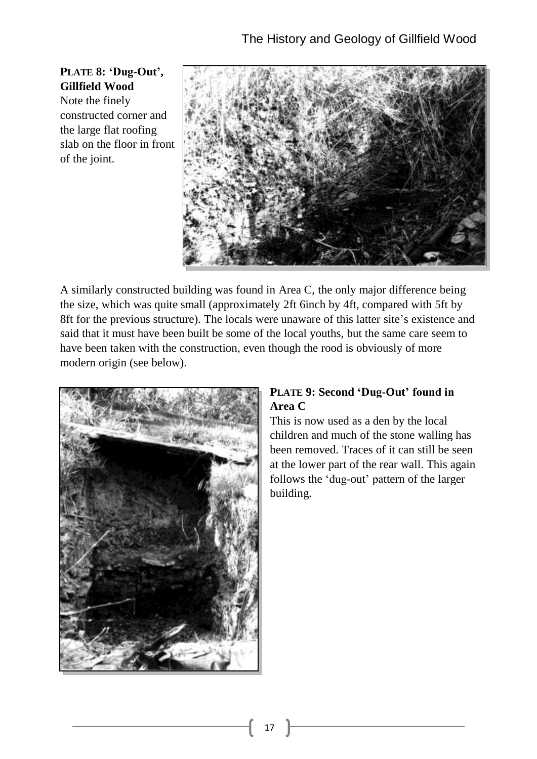**PLATE 8: 'Dug-Out', Gillfield Wood**
Note the finely constructed corner and the large flat roofing slab on the floor in front of the joint.

A similarly constructed building was found in Area C, the only major difference being the size, which was quite small (approximately 2ft 6inch by 4ft, compared with 5ft by 8ft for the previous structure). The locals were unaware of this latter site's existence and said that it must have been built be some of the local youths, but the same care seem to have been taken with the construction, even though the rood is obviously of more modern origin (see below).

**PLATE 9: Second 'Dug-Out' found in Area C**
This is now used as a den by the local children and much of the stone walling has been removed. Traces of it can still be seen at the lower part of the rear wall. This again follows the 'dug-out' pattern of the larger building.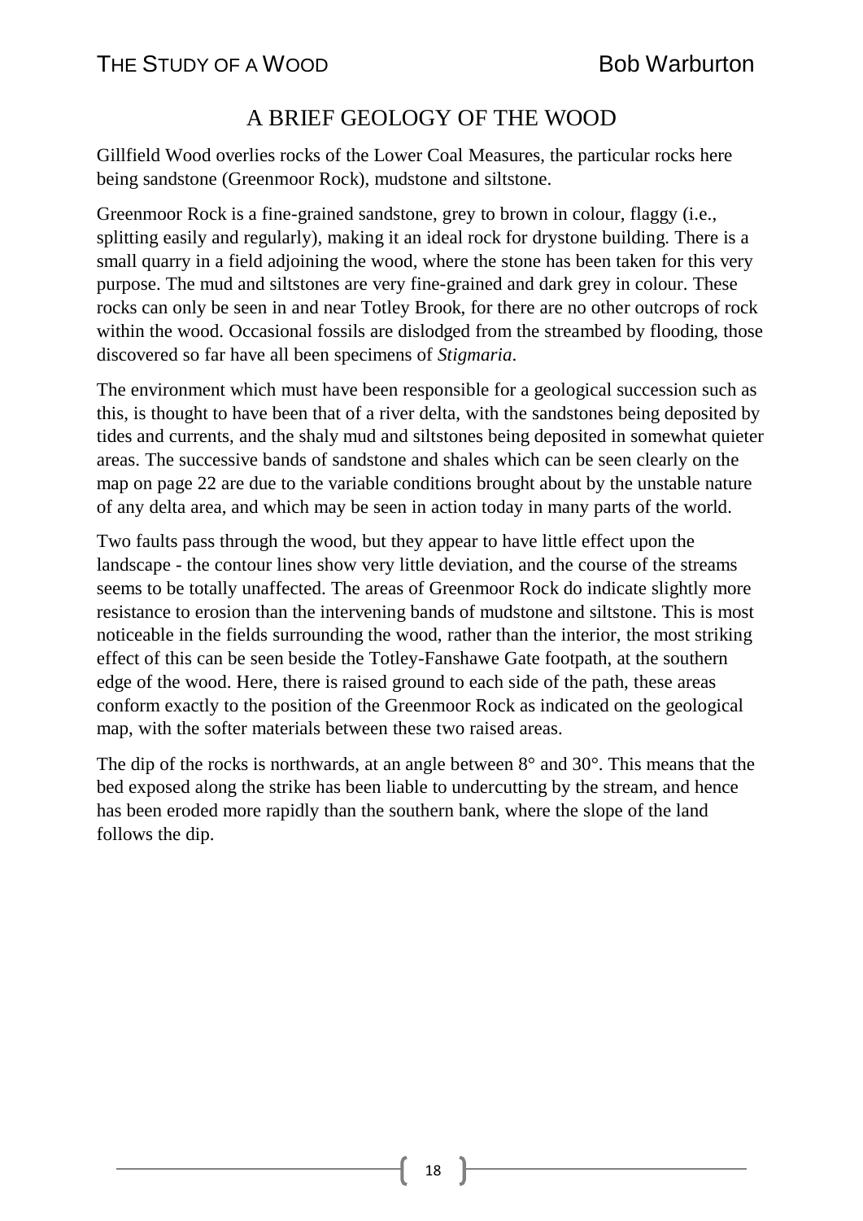# A BRIEF GEOLOGY OF THE WOOD

Gillfield Wood overlies rocks of the Lower Coal Measures, the particular rocks here being sandstone (Greenmoor Rock), mudstone and siltstone.

Greenmoor Rock is a fine-grained sandstone, grey to brown in colour, flaggy (i.e., splitting easily and regularly), making it an ideal rock for drystone building. There is a small quarry in a field adjoining the wood, where the stone has been taken for this very purpose. The mud and siltstones are very fine-grained and dark grey in colour. These rocks can only be seen in and near Totley Brook, for there are no other outcrops of rock within the wood. Occasional fossils are dislodged from the streambed by flooding, those discovered so far have all been specimens of *Stigmaria*.

The environment which must have been responsible for a geological succession such as this, is thought to have been that of a river delta, with the sandstones being deposited by tides and currents, and the shaly mud and siltstones being deposited in somewhat quieter areas. The successive bands of sandstone and shales which can be seen clearly on the map on page 22 are due to the variable conditions brought about by the unstable nature of any delta area, and which may be seen in action today in many parts of the world.

Two faults pass through the wood, but they appear to have little effect upon the landscape - the contour lines show very little deviation, and the course of the streams seems to be totally unaffected. The areas of Greenmoor Rock do indicate slightly more resistance to erosion than the intervening bands of mudstone and siltstone. This is most noticeable in the fields surrounding the wood, rather than the interior, the most striking effect of this can be seen beside the Totley-Fanshawe Gate footpath, at the southern edge of the wood. Here, there is raised ground to each side of the path, these areas conform exactly to the position of the Greenmoor Rock as indicated on the geological map, with the softer materials between these two raised areas.

The dip of the rocks is northwards, at an angle between 8° and 30°. This means that the bed exposed along the strike has been liable to undercutting by the stream, and hence has been eroded more rapidly than the southern bank, where the slope of the land follows the dip.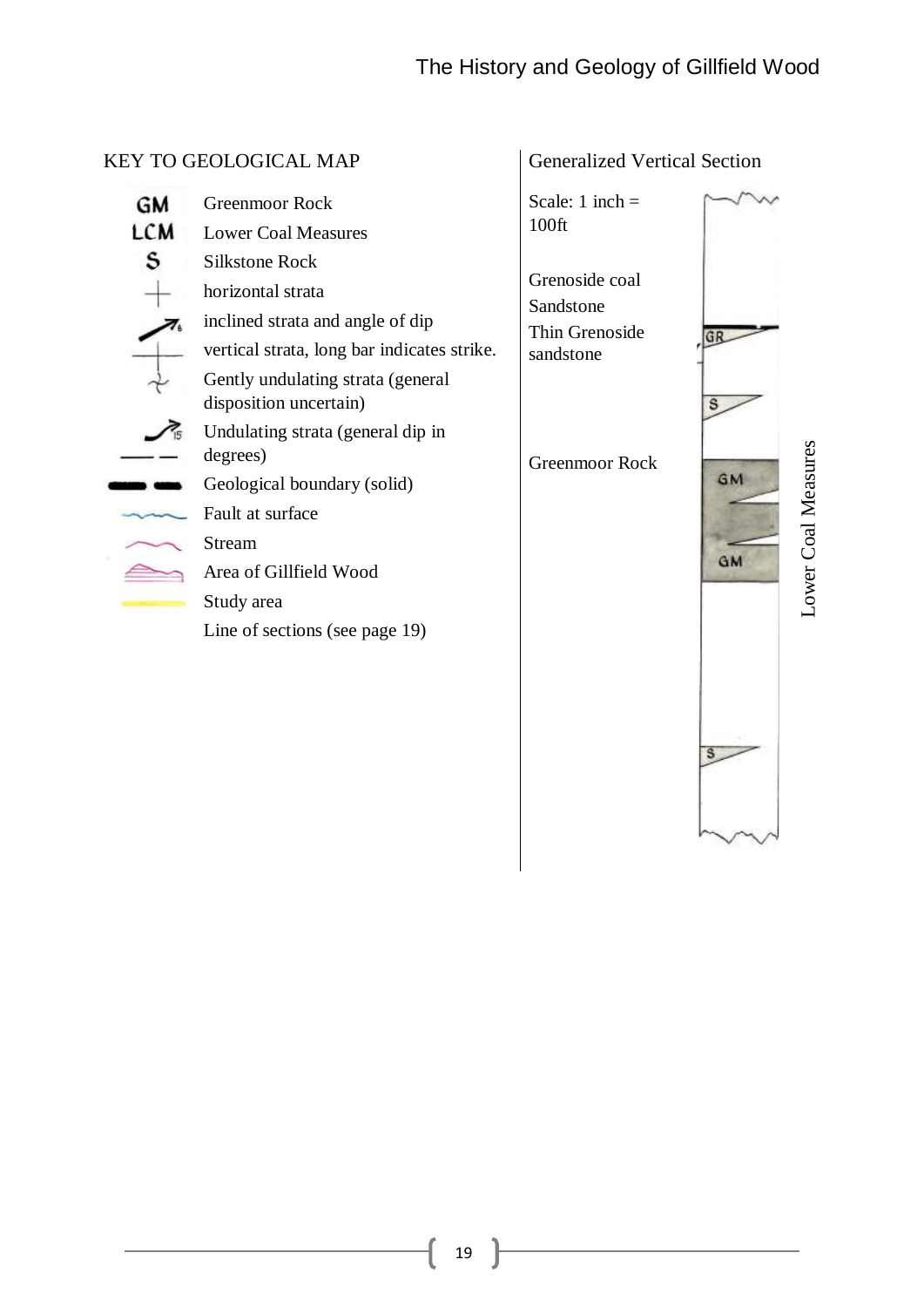## KEY TO GEOLOGICAL MAP

- GM — Greenmoor Rock
- LCM — Lower Coal Measures
- S — Silkstone Rock
- horizontal strata
- inclined strata and angle of dip
- vertical strata, long bar indicates strike.
- Gently undulating strata (general disposition uncertain)
- Undulating strata (general dip in degrees)
- Geological boundary (solid)
- Fault at surface
- Stream
- Area of Gillfield Wood
- Study area
- Line of sections (see page 19)

## Generalized Vertical Section

Scale: 1 inch = 100ft

Grenoside coal

Sandstone

Thin Grenoside sandstone

Greenmoor Rock

GR

S

GM

GM

S

Lower Coal Measures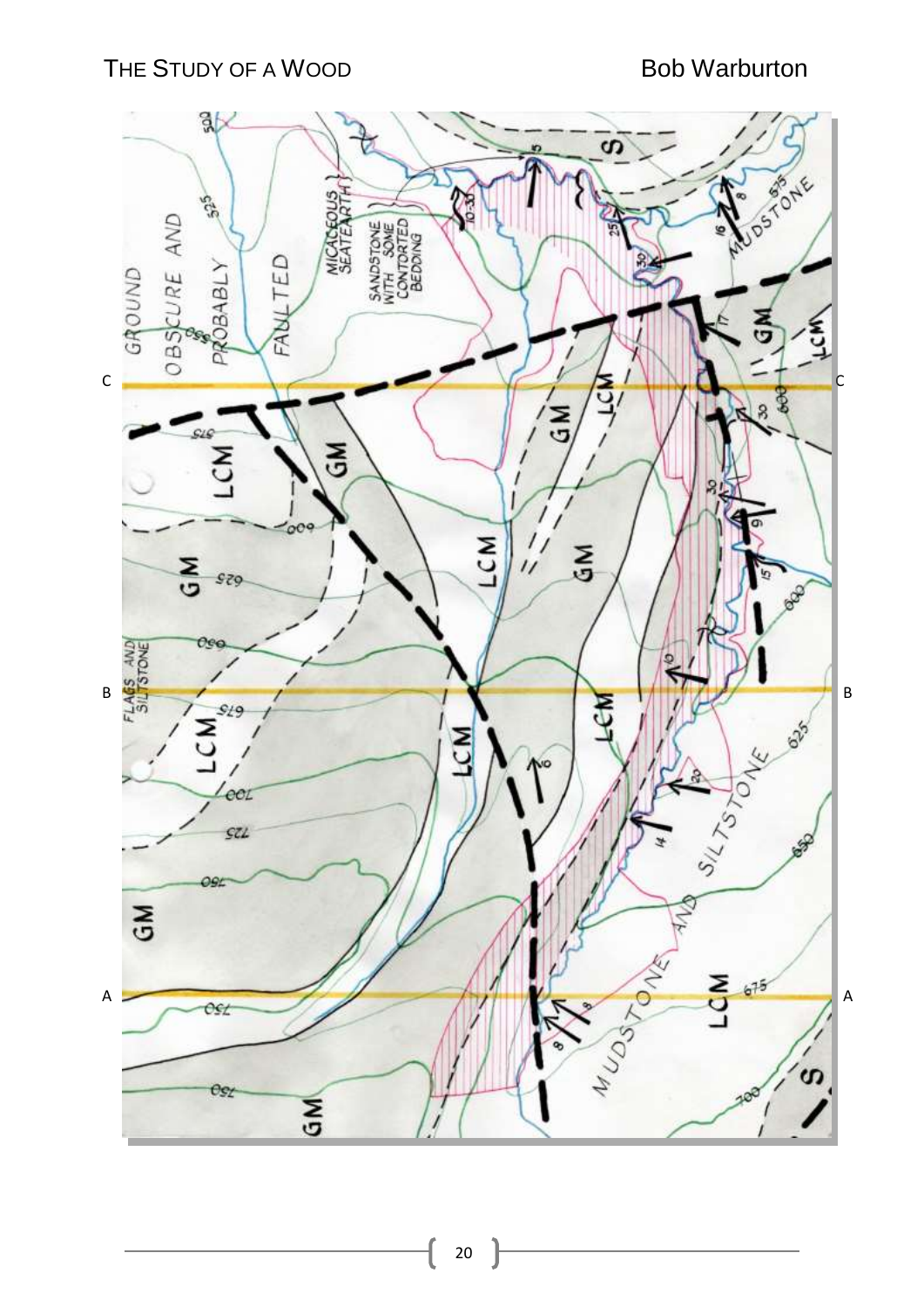GROUND OBSCURE AND PROBABLY FAULTED

MICACEOUS SEATEARTH

SANDSTONE WITH SOME CONTORTED BEDDING

MUDSTONE

S

GM

LCM

C

C

B

B

A

A

FLAGS AND SILTSTONE

SILTSTONE

MUDSTONE AND

LCM

S

GM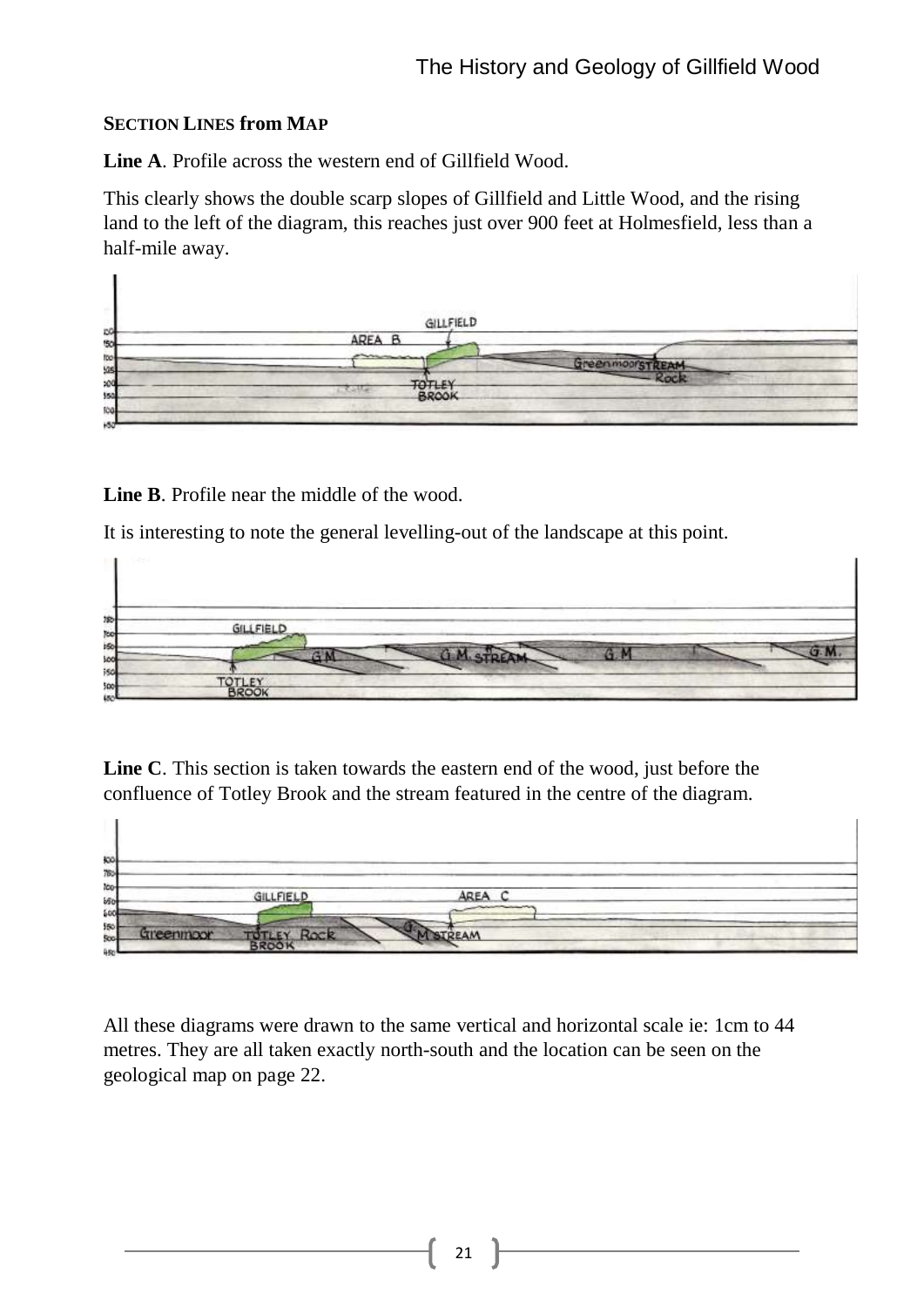**SECTION LINES from MAP**

**Line A**. Profile across the western end of Gillfield Wood.

This clearly shows the double scarp slopes of Gillfield and Little Wood, and the rising land to the left of the diagram, this reaches just over 900 feet at Holmesfield, less than a half-mile away.

**Line B**. Profile near the middle of the wood.

It is interesting to note the general levelling-out of the landscape at this point.

**Line C**. This section is taken towards the eastern end of the wood, just before the confluence of Totley Brook and the stream featured in the centre of the diagram.

All these diagrams were drawn to the same vertical and horizontal scale ie: 1cm to 44 metres. They are all taken exactly north-south and the location can be seen on the geological map on page 22.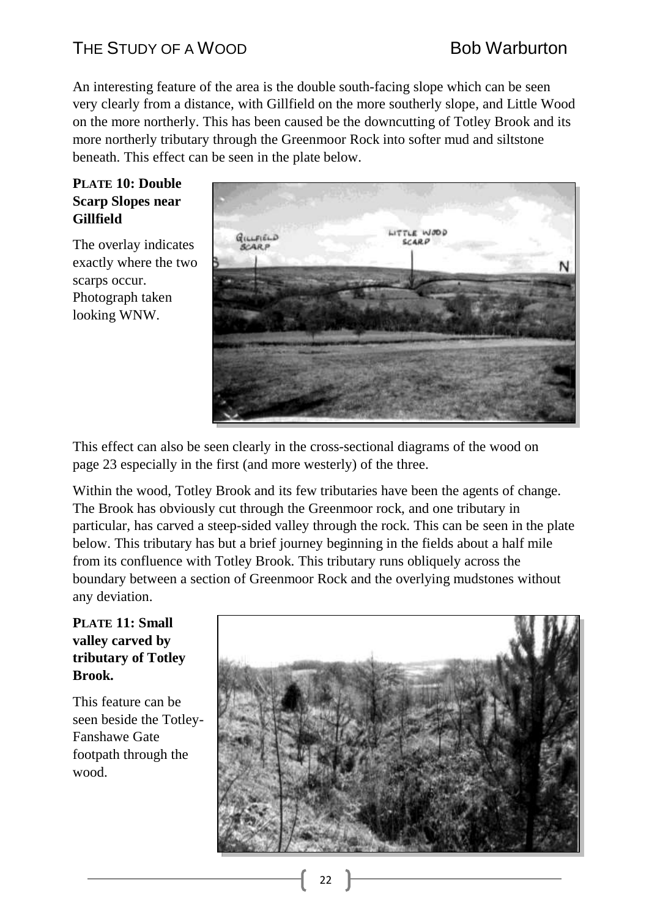An interesting feature of the area is the double south-facing slope which can be seen very clearly from a distance, with Gillfield on the more southerly slope, and Little Wood on the more northerly. This has been caused be the downcutting of Totley Brook and its more northerly tributary through the Greenmoor Rock into softer mud and siltstone beneath. This effect can be seen in the plate below.

**PLATE 10: Double Scarp Slopes near Gillfield**

The overlay indicates exactly where the two scarps occur. Photograph taken looking WNW.

This effect can also be seen clearly in the cross-sectional diagrams of the wood on page 23 especially in the first (and more westerly) of the three.

Within the wood, Totley Brook and its few tributaries have been the agents of change. The Brook has obviously cut through the Greenmoor rock, and one tributary in particular, has carved a steep-sided valley through the rock. This can be seen in the plate below. This tributary has but a brief journey beginning in the fields about a half mile from its confluence with Totley Brook. This tributary runs obliquely across the boundary between a section of Greenmoor Rock and the overlying mudstones without any deviation.

**PLATE 11: Small valley carved by tributary of Totley Brook.**

This feature can be seen beside the Totley-Fanshawe Gate footpath through the wood.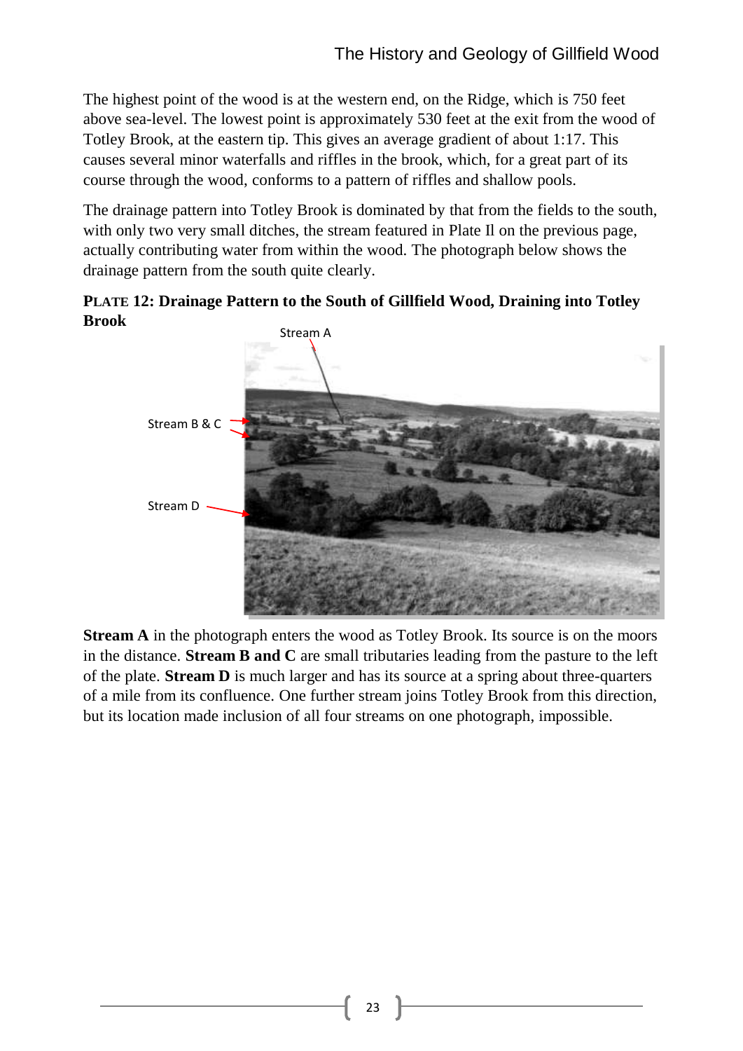The highest point of the wood is at the western end, on the Ridge, which is 750 feet above sea-level. The lowest point is approximately 530 feet at the exit from the wood of Totley Brook, at the eastern tip. This gives an average gradient of about 1:17. This causes several minor waterfalls and riffles in the brook, which, for a great part of its course through the wood, conforms to a pattern of riffles and shallow pools.

The drainage pattern into Totley Brook is dominated by that from the fields to the south, with only two very small ditches, the stream featured in Plate Il on the previous page, actually contributing water from within the wood. The photograph below shows the drainage pattern from the south quite clearly.

**PLATE 12: Drainage Pattern to the South of Gillfield Wood, Draining into Totley Brook**

Stream A

Stream B & C

Stream D

**Stream A** in the photograph enters the wood as Totley Brook. Its source is on the moors in the distance. **Stream B and C** are small tributaries leading from the pasture to the left of the plate. **Stream D** is much larger and has its source at a spring about three-quarters of a mile from its confluence. One further stream joins Totley Brook from this direction, but its location made inclusion of all four streams on one photograph, impossible.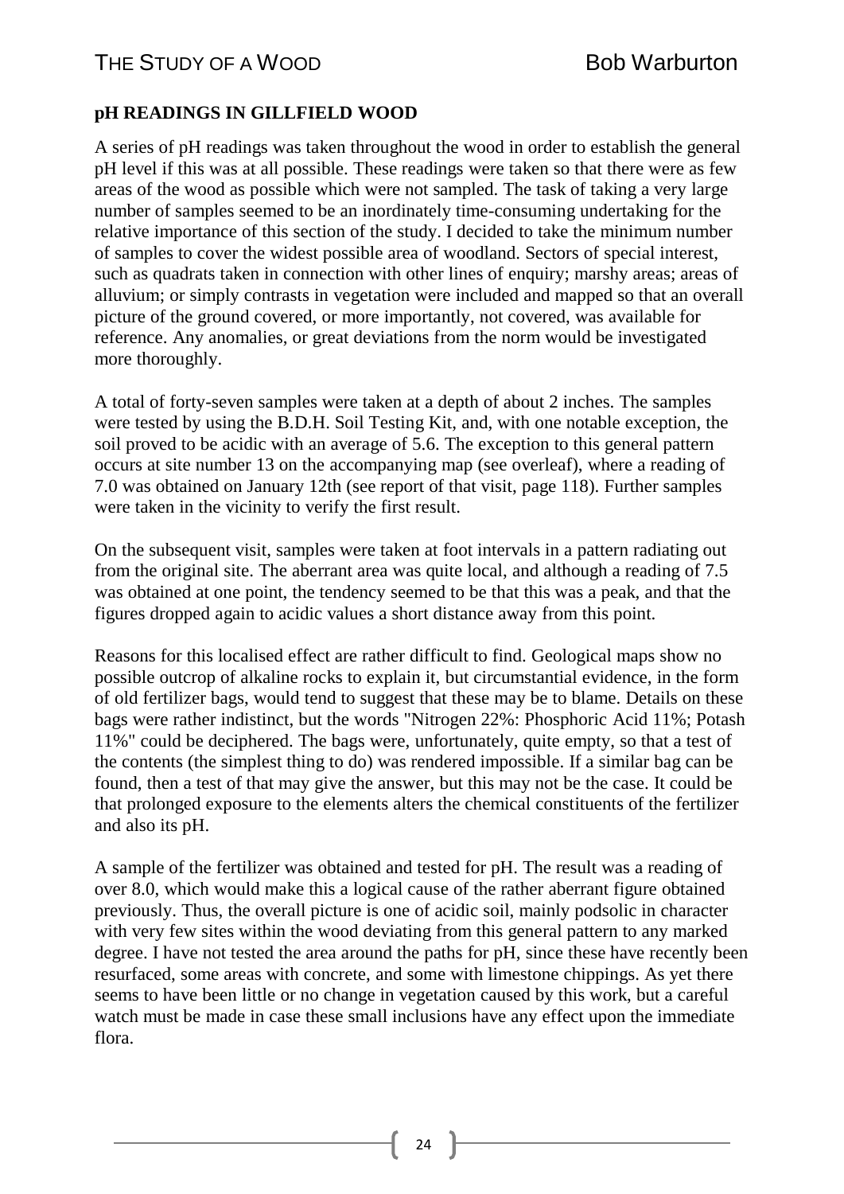## pH READINGS IN GILLFIELD WOOD

A series of pH readings was taken throughout the wood in order to establish the general pH level if this was at all possible. These readings were taken so that there were as few areas of the wood as possible which were not sampled. The task of taking a very large number of samples seemed to be an inordinately time-consuming undertaking for the relative importance of this section of the study. I decided to take the minimum number of samples to cover the widest possible area of woodland. Sectors of special interest, such as quadrats taken in connection with other lines of enquiry; marshy areas; areas of alluvium; or simply contrasts in vegetation were included and mapped so that an overall picture of the ground covered, or more importantly, not covered, was available for reference. Any anomalies, or great deviations from the norm would be investigated more thoroughly.

A total of forty-seven samples were taken at a depth of about 2 inches. The samples were tested by using the B.D.H. Soil Testing Kit, and, with one notable exception, the soil proved to be acidic with an average of 5.6. The exception to this general pattern occurs at site number 13 on the accompanying map (see overleaf), where a reading of 7.0 was obtained on January 12th (see report of that visit, page 118). Further samples were taken in the vicinity to verify the first result.

On the subsequent visit, samples were taken at foot intervals in a pattern radiating out from the original site. The aberrant area was quite local, and although a reading of 7.5 was obtained at one point, the tendency seemed to be that this was a peak, and that the figures dropped again to acidic values a short distance away from this point.

Reasons for this localised effect are rather difficult to find. Geological maps show no possible outcrop of alkaline rocks to explain it, but circumstantial evidence, in the form of old fertilizer bags, would tend to suggest that these may be to blame. Details on these bags were rather indistinct, but the words "Nitrogen 22%: Phosphoric Acid 11%; Potash 11%" could be deciphered. The bags were, unfortunately, quite empty, so that a test of the contents (the simplest thing to do) was rendered impossible. If a similar bag can be found, then a test of that may give the answer, but this may not be the case. It could be that prolonged exposure to the elements alters the chemical constituents of the fertilizer and also its pH.

A sample of the fertilizer was obtained and tested for pH. The result was a reading of over 8.0, which would make this a logical cause of the rather aberrant figure obtained previously. Thus, the overall picture is one of acidic soil, mainly podsolic in character with very few sites within the wood deviating from this general pattern to any marked degree. I have not tested the area around the paths for pH, since these have recently been resurfaced, some areas with concrete, and some with limestone chippings. As yet there seems to have been little or no change in vegetation caused by this work, but a careful watch must be made in case these small inclusions have any effect upon the immediate flora.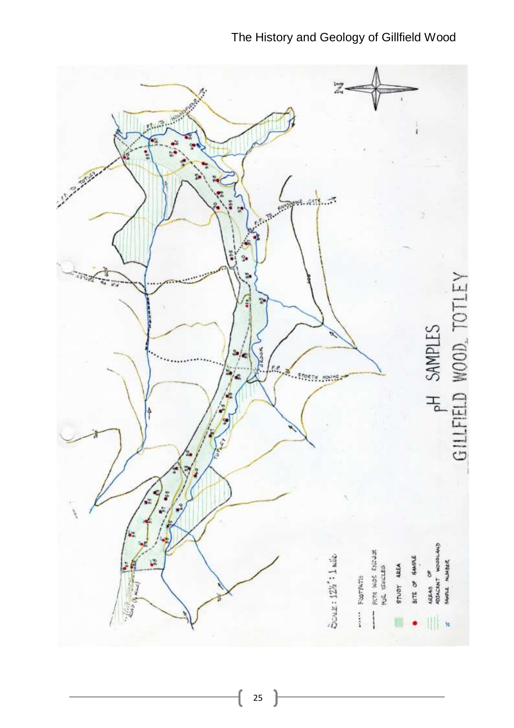pH SAMPLES

GILLFIELD WOOD, TOTLEY

SCALE: 12½" : 1 mile

FOOTPATH

PATH WIDE ENOUGH FOR VEHICLES

STUDY AREA

SITE OF SAMPLE

AREAS OF ADJACENT WOODLAND

SAMPLE NUMBER

F.P. TO TOTLEY

F.P. TO HOLMESFIELD

F.P. TO FANSHAWE GATE

F.P. TO STORTH HOUSE

TOTLEY BROOK

ROAD (A621)

N